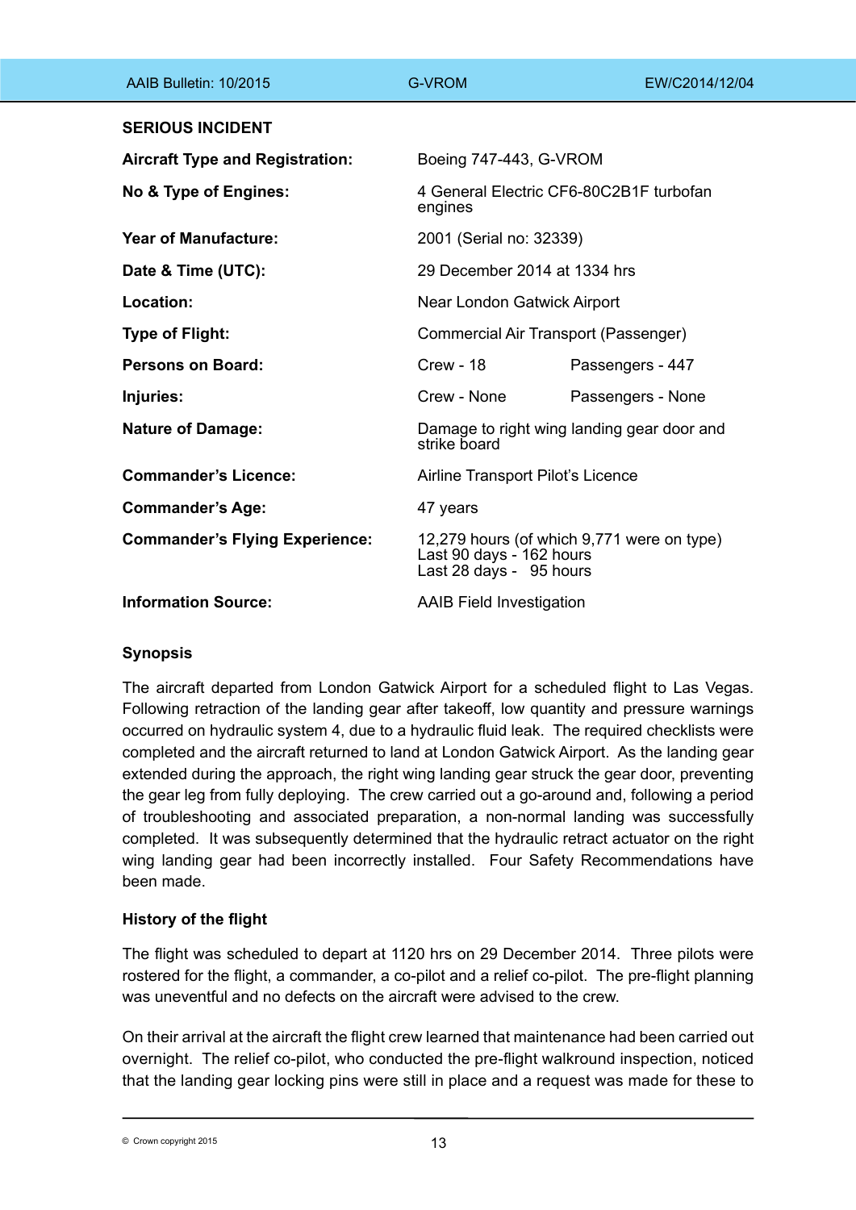## SERIOUS INCIDENT

| | | |
|---|---|---|
| **Aircraft Type and Registration:** | Boeing 747-443, G-VROM | |
| **No & Type of Engines:** | 4 General Electric CF6-80C2B1F turbofan engines | |
| **Year of Manufacture:** | 2001 (Serial no: 32339) | |
| **Date & Time (UTC):** | 29 December 2014 at 1334 hrs | |
| **Location:** | Near London Gatwick Airport | |
| **Type of Flight:** | Commercial Air Transport (Passenger) | |
| **Persons on Board:** | Crew - 18 | Passengers - 447 |
| **Injuries:** | Crew - None | Passengers - None |
| **Nature of Damage:** | Damage to right wing landing gear door and strike board | |
| **Commander's Licence:** | Airline Transport Pilot's Licence | |
| **Commander's Age:** | 47 years | |
| **Commander's Flying Experience:** | 12,279 hours (of which 9,771 were on type)<br>Last 90 days - 162 hours<br>Last 28 days - 95 hours | |
| **Information Source:** | AAIB Field Investigation | |

### Synopsis

The aircraft departed from London Gatwick Airport for a scheduled flight to Las Vegas. Following retraction of the landing gear after takeoff, low quantity and pressure warnings occurred on hydraulic system 4, due to a hydraulic fluid leak. The required checklists were completed and the aircraft returned to land at London Gatwick Airport. As the landing gear extended during the approach, the right wing landing gear struck the gear door, preventing the gear leg from fully deploying. The crew carried out a go-around and, following a period of troubleshooting and associated preparation, a non-normal landing was successfully completed. It was subsequently determined that the hydraulic retract actuator on the right wing landing gear had been incorrectly installed. Four Safety Recommendations have been made.

### History of the flight

The flight was scheduled to depart at 1120 hrs on 29 December 2014. Three pilots were rostered for the flight, a commander, a co-pilot and a relief co-pilot. The pre-flight planning was uneventful and no defects on the aircraft were advised to the crew.

On their arrival at the aircraft the flight crew learned that maintenance had been carried out overnight. The relief co-pilot, who conducted the pre-flight walkround inspection, noticed that the landing gear locking pins were still in place and a request was made for these to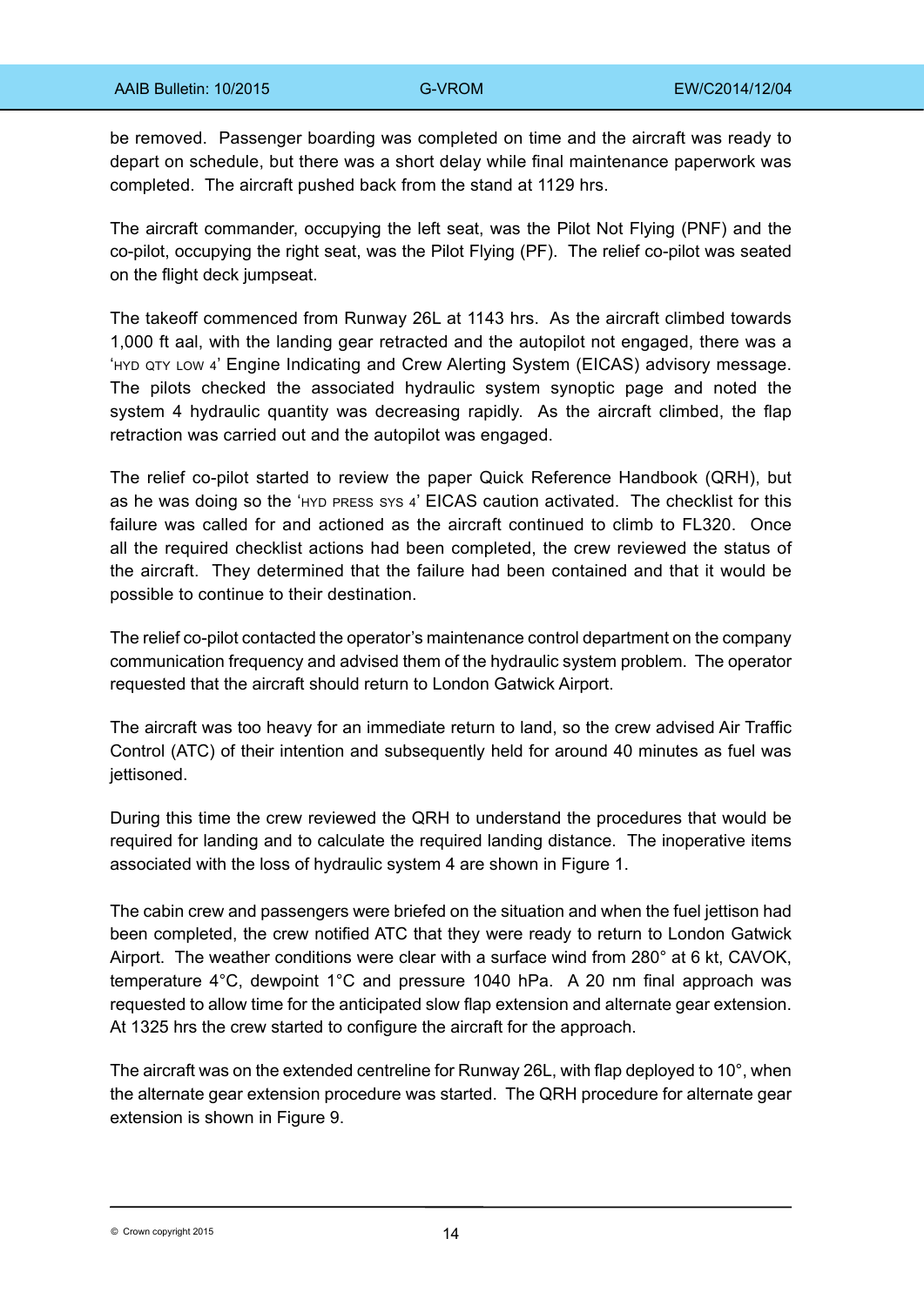be removed. Passenger boarding was completed on time and the aircraft was ready to depart on schedule, but there was a short delay while final maintenance paperwork was completed. The aircraft pushed back from the stand at 1129 hrs.

The aircraft commander, occupying the left seat, was the Pilot Not Flying (PNF) and the co-pilot, occupying the right seat, was the Pilot Flying (PF). The relief co-pilot was seated on the flight deck jumpseat.

The takeoff commenced from Runway 26L at 1143 hrs. As the aircraft climbed towards 1,000 ft aal, with the landing gear retracted and the autopilot not engaged, there was a 'HYD QTY LOW 4' Engine Indicating and Crew Alerting System (EICAS) advisory message. The pilots checked the associated hydraulic system synoptic page and noted the system 4 hydraulic quantity was decreasing rapidly. As the aircraft climbed, the flap retraction was carried out and the autopilot was engaged.

The relief co-pilot started to review the paper Quick Reference Handbook (QRH), but as he was doing so the 'HYD PRESS SYS 4' EICAS caution activated. The checklist for this failure was called for and actioned as the aircraft continued to climb to FL320. Once all the required checklist actions had been completed, the crew reviewed the status of the aircraft. They determined that the failure had been contained and that it would be possible to continue to their destination.

The relief co-pilot contacted the operator's maintenance control department on the company communication frequency and advised them of the hydraulic system problem. The operator requested that the aircraft should return to London Gatwick Airport.

The aircraft was too heavy for an immediate return to land, so the crew advised Air Traffic Control (ATC) of their intention and subsequently held for around 40 minutes as fuel was jettisoned.

During this time the crew reviewed the QRH to understand the procedures that would be required for landing and to calculate the required landing distance. The inoperative items associated with the loss of hydraulic system 4 are shown in Figure 1.

The cabin crew and passengers were briefed on the situation and when the fuel jettison had been completed, the crew notified ATC that they were ready to return to London Gatwick Airport. The weather conditions were clear with a surface wind from 280° at 6 kt, CAVOK, temperature 4°C, dewpoint 1°C and pressure 1040 hPa. A 20 nm final approach was requested to allow time for the anticipated slow flap extension and alternate gear extension. At 1325 hrs the crew started to configure the aircraft for the approach.

The aircraft was on the extended centreline for Runway 26L, with flap deployed to 10°, when the alternate gear extension procedure was started. The QRH procedure for alternate gear extension is shown in Figure 9.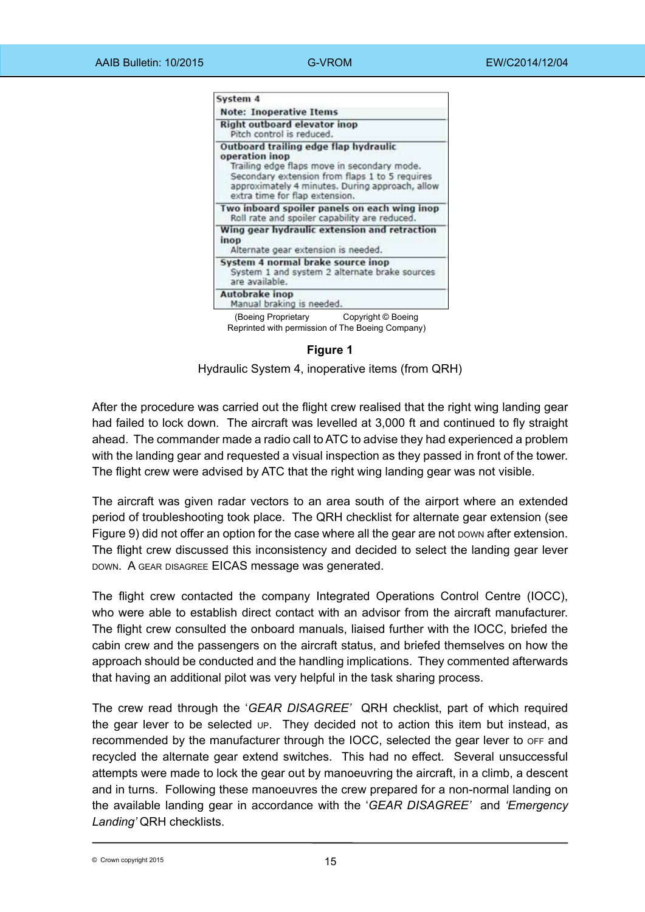| System 4 |
|---|
| **Note: Inoperative Items** |
| **Right outboard elevator inop**<br>Pitch control is reduced. |
| **Outboard trailing edge flap hydraulic operation inop**<br>Trailing edge flaps move in secondary mode. Secondary extension from flaps 1 to 5 requires approximately 4 minutes. During approach, allow extra time for flap extension. |
| **Two inboard spoiler panels on each wing inop**<br>Roll rate and spoiler capability are reduced. |
| **Wing gear hydraulic extension and retraction inop**<br>Alternate gear extension is needed. |
| **System 4 normal brake source inop**<br>System 1 and system 2 alternate brake sources are available. |
| **Autobrake inop**<br>Manual braking is needed. |

(Boeing Proprietary Copyright © Boeing
Reprinted with permission of The Boeing Company)

**Figure 1**

Hydraulic System 4, inoperative items (from QRH)

After the procedure was carried out the flight crew realised that the right wing landing gear had failed to lock down. The aircraft was levelled at 3,000 ft and continued to fly straight ahead. The commander made a radio call to ATC to advise they had experienced a problem with the landing gear and requested a visual inspection as they passed in front of the tower. The flight crew were advised by ATC that the right wing landing gear was not visible.

The aircraft was given radar vectors to an area south of the airport where an extended period of troubleshooting took place. The QRH checklist for alternate gear extension (see Figure 9) did not offer an option for the case where all the gear are not DOWN after extension. The flight crew discussed this inconsistency and decided to select the landing gear lever DOWN. A GEAR DISAGREE EICAS message was generated.

The flight crew contacted the company Integrated Operations Control Centre (IOCC), who were able to establish direct contact with an advisor from the aircraft manufacturer. The flight crew consulted the onboard manuals, liaised further with the IOCC, briefed the cabin crew and the passengers on the aircraft status, and briefed themselves on how the approach should be conducted and the handling implications. They commented afterwards that having an additional pilot was very helpful in the task sharing process.

The crew read through the '*GEAR DISAGREE*' QRH checklist, part of which required the gear lever to be selected UP. They decided not to action this item but instead, as recommended by the manufacturer through the IOCC, selected the gear lever to OFF and recycled the alternate gear extend switches. This had no effect. Several unsuccessful attempts were made to lock the gear out by manoeuvring the aircraft, in a climb, a descent and in turns. Following these manoeuvres the crew prepared for a non-normal landing on the available landing gear in accordance with the '*GEAR DISAGREE*' and *'Emergency Landing'* QRH checklists.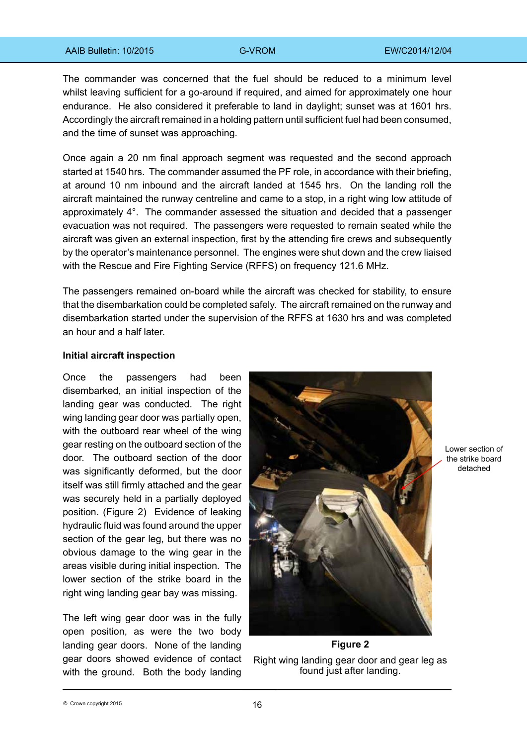The commander was concerned that the fuel should be reduced to a minimum level whilst leaving sufficient for a go-around if required, and aimed for approximately one hour endurance. He also considered it preferable to land in daylight; sunset was at 1601 hrs. Accordingly the aircraft remained in a holding pattern until sufficient fuel had been consumed, and the time of sunset was approaching.

Once again a 20 nm final approach segment was requested and the second approach started at 1540 hrs. The commander assumed the PF role, in accordance with their briefing, at around 10 nm inbound and the aircraft landed at 1545 hrs. On the landing roll the aircraft maintained the runway centreline and came to a stop, in a right wing low attitude of approximately 4°. The commander assessed the situation and decided that a passenger evacuation was not required. The passengers were requested to remain seated while the aircraft was given an external inspection, first by the attending fire crews and subsequently by the operator's maintenance personnel. The engines were shut down and the crew liaised with the Rescue and Fire Fighting Service (RFFS) on frequency 121.6 MHz.

The passengers remained on-board while the aircraft was checked for stability, to ensure that the disembarkation could be completed safely. The aircraft remained on the runway and disembarkation started under the supervision of the RFFS at 1630 hrs and was completed an hour and a half later.

**Initial aircraft inspection**

Once the passengers had been disembarked, an initial inspection of the landing gear was conducted. The right wing landing gear door was partially open, with the outboard rear wheel of the wing gear resting on the outboard section of the door. The outboard section of the door was significantly deformed, but the door itself was still firmly attached and the gear was securely held in a partially deployed position. (Figure 2) Evidence of leaking hydraulic fluid was found around the upper section of the gear leg, but there was no obvious damage to the wing gear in the areas visible during initial inspection. The lower section of the strike board in the right wing landing gear bay was missing.

Lower section of the strike board detached

**Figure 2**

Right wing landing gear door and gear leg as found just after landing.

The left wing gear door was in the fully open position, as were the two body landing gear doors. None of the landing gear doors showed evidence of contact with the ground. Both the body landing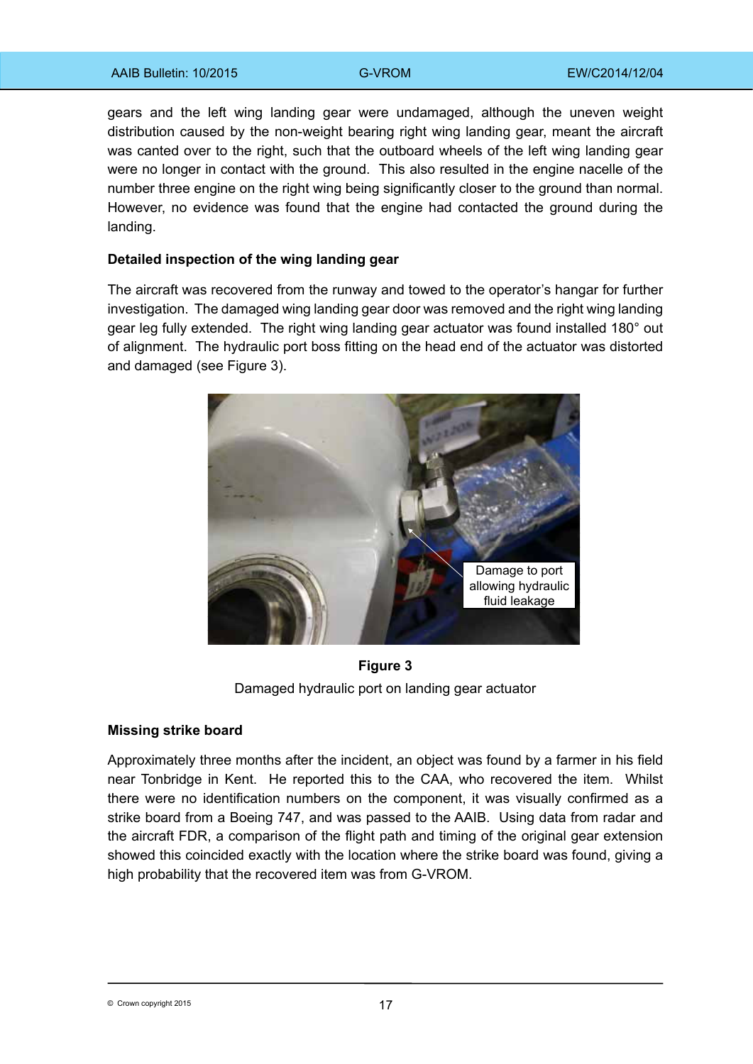gears and the left wing landing gear were undamaged, although the uneven weight distribution caused by the non-weight bearing right wing landing gear, meant the aircraft was canted over to the right, such that the outboard wheels of the left wing landing gear were no longer in contact with the ground. This also resulted in the engine nacelle of the number three engine on the right wing being significantly closer to the ground than normal. However, no evidence was found that the engine had contacted the ground during the landing.

**Detailed inspection of the wing landing gear**

The aircraft was recovered from the runway and towed to the operator's hangar for further investigation. The damaged wing landing gear door was removed and the right wing landing gear leg fully extended. The right wing landing gear actuator was found installed 180° out of alignment. The hydraulic port boss fitting on the head end of the actuator was distorted and damaged (see Figure 3).

Damage to port allowing hydraulic fluid leakage

**Figure 3**

Damaged hydraulic port on landing gear actuator

**Missing strike board**

Approximately three months after the incident, an object was found by a farmer in his field near Tonbridge in Kent. He reported this to the CAA, who recovered the item. Whilst there were no identification numbers on the component, it was visually confirmed as a strike board from a Boeing 747, and was passed to the AAIB. Using data from radar and the aircraft FDR, a comparison of the flight path and timing of the original gear extension showed this coincided exactly with the location where the strike board was found, giving a high probability that the recovered item was from G-VROM.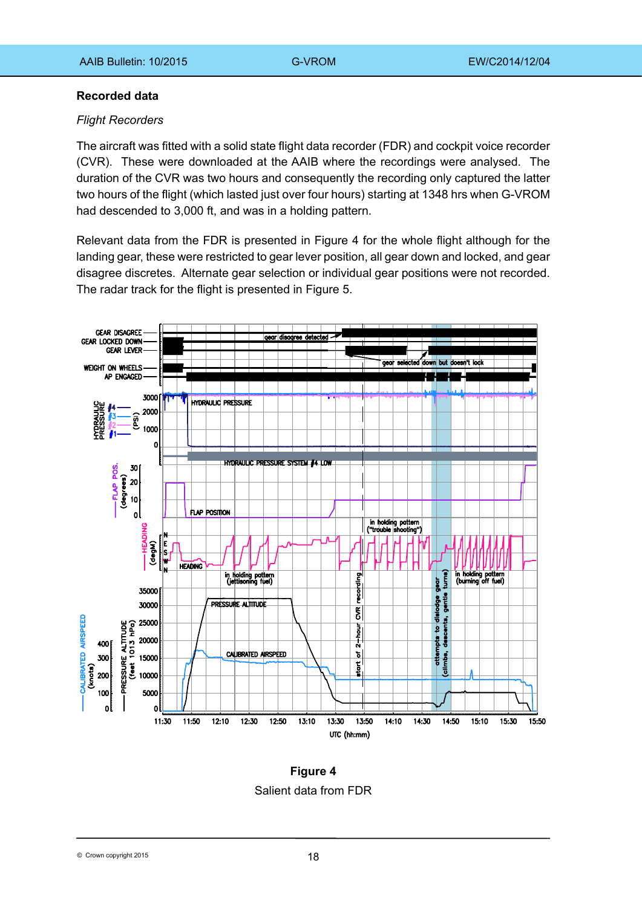## Recorded data

*Flight Recorders*

The aircraft was fitted with a solid state flight data recorder (FDR) and cockpit voice recorder (CVR). These were downloaded at the AAIB where the recordings were analysed. The duration of the CVR was two hours and consequently the recording only captured the latter two hours of the flight (which lasted just over four hours) starting at 1348 hrs when G-VROM had descended to 3,000 ft, and was in a holding pattern.

Relevant data from the FDR is presented in Figure 4 for the whole flight although for the landing gear, these were restricted to gear lever position, all gear down and locked, and gear disagree discretes. Alternate gear selection or individual gear positions were not recorded. The radar track for the flight is presented in Figure 5.

**Figure 4**

Salient data from FDR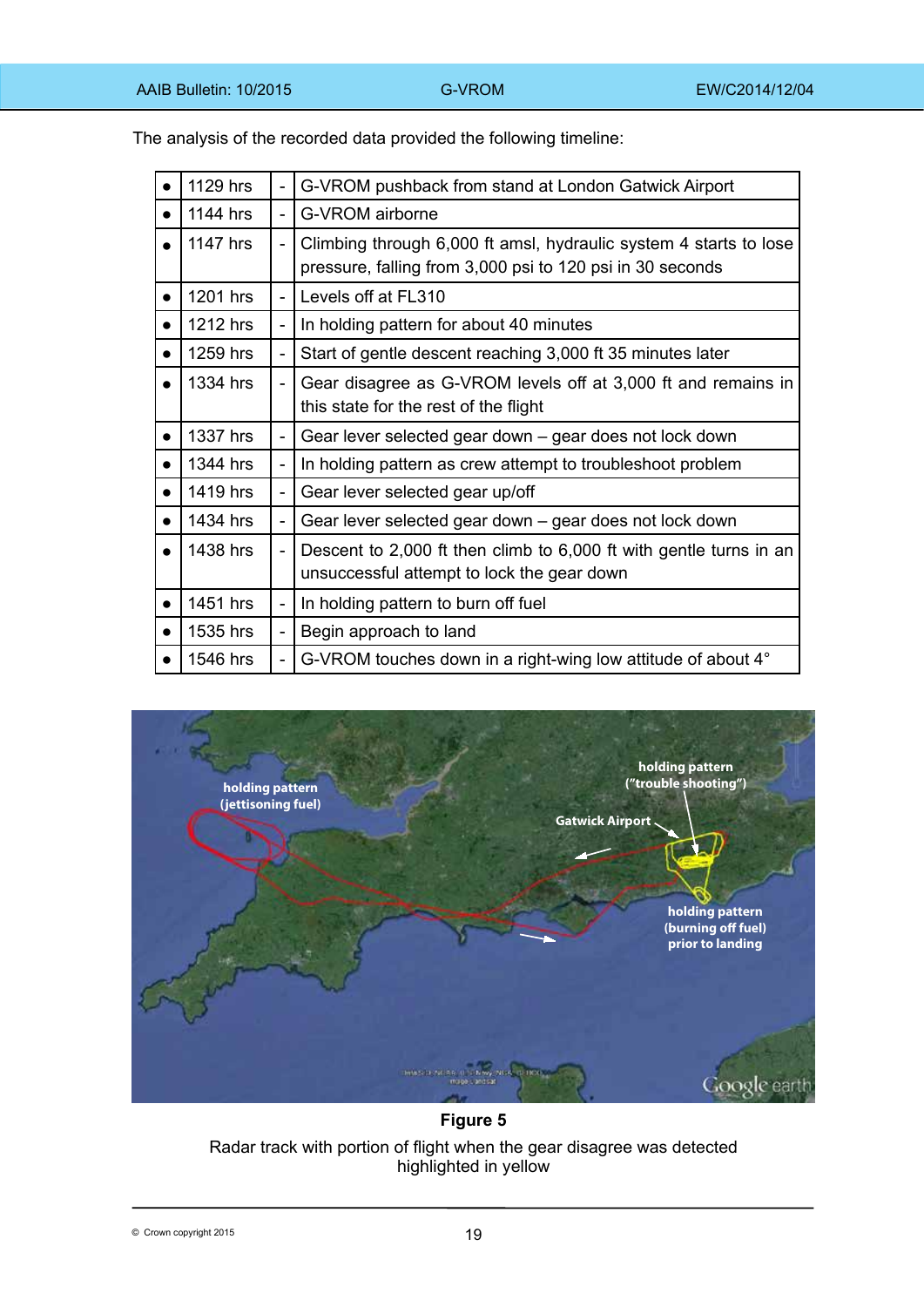The analysis of the recorded data provided the following timeline:

| | | | |
|---|---|---|---|
| ● | 1129 hrs | - | G-VROM pushback from stand at London Gatwick Airport |
| ● | 1144 hrs | - | G-VROM airborne |
| ● | 1147 hrs | - | Climbing through 6,000 ft amsl, hydraulic system 4 starts to lose pressure, falling from 3,000 psi to 120 psi in 30 seconds |
| ● | 1201 hrs | - | Levels off at FL310 |
| ● | 1212 hrs | - | In holding pattern for about 40 minutes |
| ● | 1259 hrs | - | Start of gentle descent reaching 3,000 ft 35 minutes later |
| ● | 1334 hrs | - | Gear disagree as G-VROM levels off at 3,000 ft and remains in this state for the rest of the flight |
| ● | 1337 hrs | - | Gear lever selected gear down – gear does not lock down |
| ● | 1344 hrs | - | In holding pattern as crew attempt to troubleshoot problem |
| ● | 1419 hrs | - | Gear lever selected gear up/off |
| ● | 1434 hrs | - | Gear lever selected gear down – gear does not lock down |
| ● | 1438 hrs | - | Descent to 2,000 ft then climb to 6,000 ft with gentle turns in an unsuccessful attempt to lock the gear down |
| ● | 1451 hrs | - | In holding pattern to burn off fuel |
| ● | 1535 hrs | - | Begin approach to land |
| ● | 1546 hrs | - | G-VROM touches down in a right-wing low attitude of about 4° |

**Figure 5**

Radar track with portion of flight when the gear disagree was detected highlighted in yellow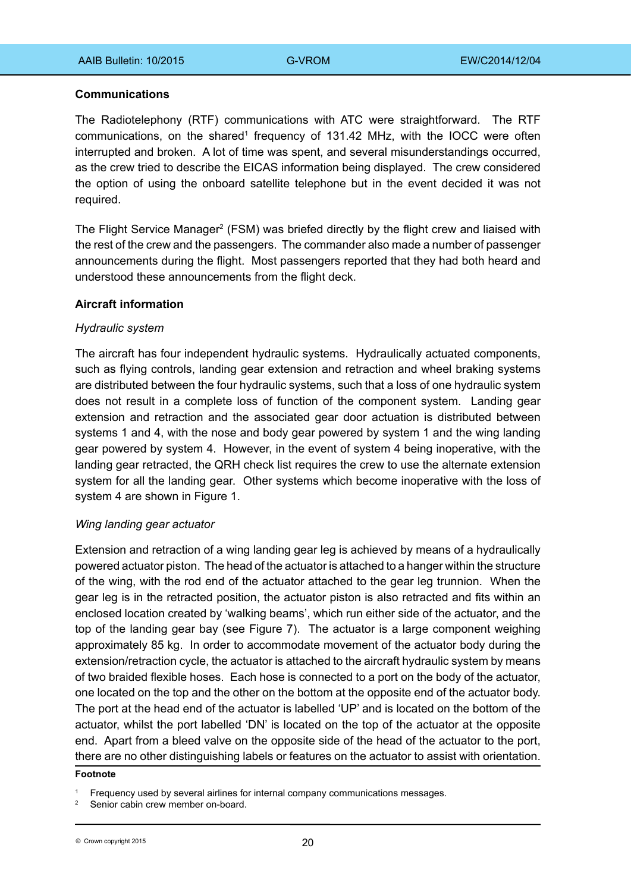**Communications**

The Radiotelephony (RTF) communications with ATC were straightforward. The RTF communications, on the shared[1] frequency of 131.42 MHz, with the IOCC were often interrupted and broken. A lot of time was spent, and several misunderstandings occurred, as the crew tried to describe the EICAS information being displayed. The crew considered the option of using the onboard satellite telephone but in the event decided it was not required.

The Flight Service Manager[2] (FSM) was briefed directly by the flight crew and liaised with the rest of the crew and the passengers. The commander also made a number of passenger announcements during the flight. Most passengers reported that they had both heard and understood these announcements from the flight deck.

**Aircraft information**

*Hydraulic system*

The aircraft has four independent hydraulic systems. Hydraulically actuated components, such as flying controls, landing gear extension and retraction and wheel braking systems are distributed between the four hydraulic systems, such that a loss of one hydraulic system does not result in a complete loss of function of the component system. Landing gear extension and retraction and the associated gear door actuation is distributed between systems 1 and 4, with the nose and body gear powered by system 1 and the wing landing gear powered by system 4. However, in the event of system 4 being inoperative, with the landing gear retracted, the QRH check list requires the crew to use the alternate extension system for all the landing gear. Other systems which become inoperative with the loss of system 4 are shown in Figure 1.

*Wing landing gear actuator*

Extension and retraction of a wing landing gear leg is achieved by means of a hydraulically powered actuator piston. The head of the actuator is attached to a hanger within the structure of the wing, with the rod end of the actuator attached to the gear leg trunnion. When the gear leg is in the retracted position, the actuator piston is also retracted and fits within an enclosed location created by 'walking beams', which run either side of the actuator, and the top of the landing gear bay (see Figure 7). The actuator is a large component weighing approximately 85 kg. In order to accommodate movement of the actuator body during the extension/retraction cycle, the actuator is attached to the aircraft hydraulic system by means of two braided flexible hoses. Each hose is connected to a port on the body of the actuator, one located on the top and the other on the bottom at the opposite end of the actuator body. The port at the head end of the actuator is labelled 'UP' and is located on the bottom of the actuator, whilst the port labelled 'DN' is located on the top of the actuator at the opposite end. Apart from a bleed valve on the opposite side of the head of the actuator to the port, there are no other distinguishing labels or features on the actuator to assist with orientation.

**Footnote**

[1] Frequency used by several airlines for internal company communications messages.

[2] Senior cabin crew member on-board.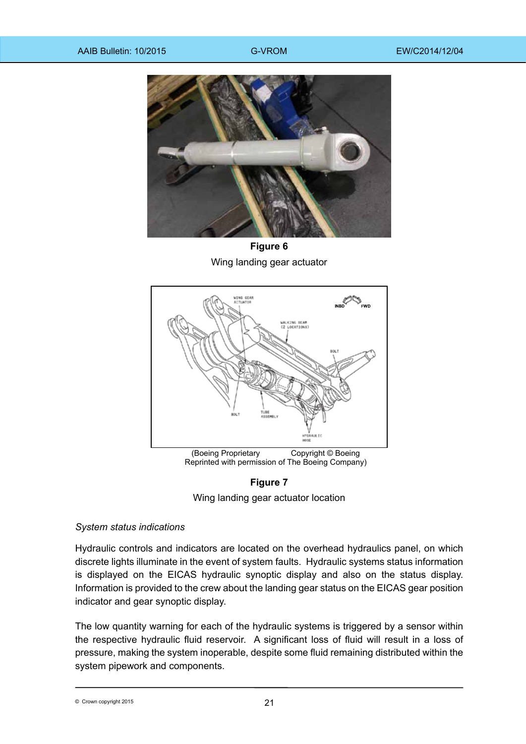**Figure 6**

Wing landing gear actuator

(Boeing Proprietary Copyright © Boeing
Reprinted with permission of The Boeing Company)

**Figure 7**

Wing landing gear actuator location

*System status indications*

Hydraulic controls and indicators are located on the overhead hydraulics panel, on which discrete lights illuminate in the event of system faults. Hydraulic systems status information is displayed on the EICAS hydraulic synoptic display and also on the status display. Information is provided to the crew about the landing gear status on the EICAS gear position indicator and gear synoptic display.

The low quantity warning for each of the hydraulic systems is triggered by a sensor within the respective hydraulic fluid reservoir. A significant loss of fluid will result in a loss of pressure, making the system inoperable, despite some fluid remaining distributed within the system pipework and components.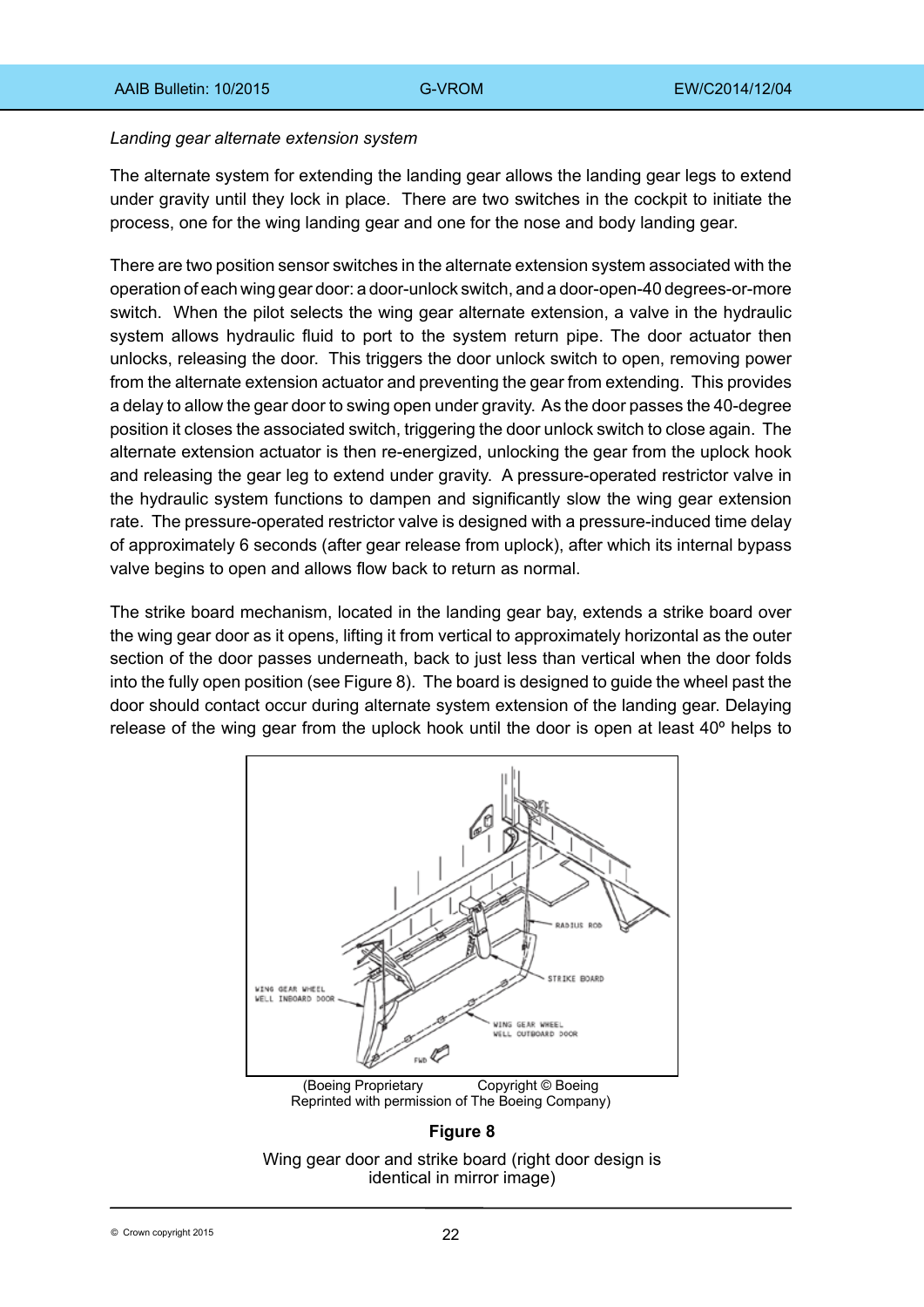*Landing gear alternate extension system*

The alternate system for extending the landing gear allows the landing gear legs to extend under gravity until they lock in place. There are two switches in the cockpit to initiate the process, one for the wing landing gear and one for the nose and body landing gear.

There are two position sensor switches in the alternate extension system associated with the operation of each wing gear door: a door-unlock switch, and a door-open-40 degrees-or-more switch. When the pilot selects the wing gear alternate extension, a valve in the hydraulic system allows hydraulic fluid to port to the system return pipe. The door actuator then unlocks, releasing the door. This triggers the door unlock switch to open, removing power from the alternate extension actuator and preventing the gear from extending. This provides a delay to allow the gear door to swing open under gravity. As the door passes the 40-degree position it closes the associated switch, triggering the door unlock switch to close again. The alternate extension actuator is then re-energized, unlocking the gear from the uplock hook and releasing the gear leg to extend under gravity. A pressure-operated restrictor valve in the hydraulic system functions to dampen and significantly slow the wing gear extension rate. The pressure-operated restrictor valve is designed with a pressure-induced time delay of approximately 6 seconds (after gear release from uplock), after which its internal bypass valve begins to open and allows flow back to return as normal.

The strike board mechanism, located in the landing gear bay, extends a strike board over the wing gear door as it opens, lifting it from vertical to approximately horizontal as the outer section of the door passes underneath, back to just less than vertical when the door folds into the fully open position (see Figure 8). The board is designed to guide the wheel past the door should contact occur during alternate system extension of the landing gear. Delaying release of the wing gear from the uplock hook until the door is open at least 40º helps to

(Boeing Proprietary Copyright © Boeing
Reprinted with permission of The Boeing Company)

**Figure 8**

Wing gear door and strike board (right door design is identical in mirror image)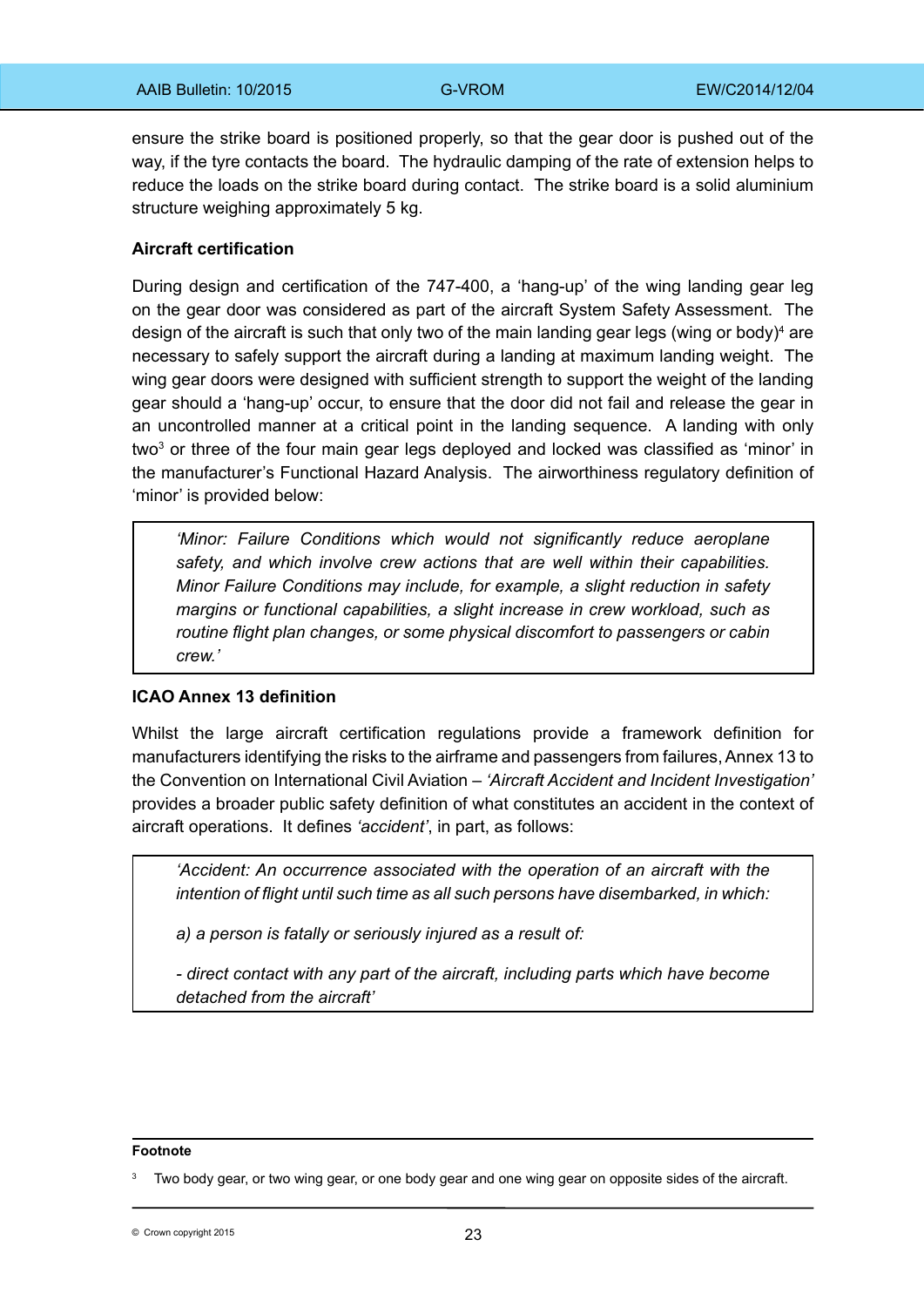ensure the strike board is positioned properly, so that the gear door is pushed out of the way, if the tyre contacts the board. The hydraulic damping of the rate of extension helps to reduce the loads on the strike board during contact. The strike board is a solid aluminium structure weighing approximately 5 kg.

**Aircraft certification**

During design and certification of the 747-400, a 'hang-up' of the wing landing gear leg on the gear door was considered as part of the aircraft System Safety Assessment. The design of the aircraft is such that only two of the main landing gear legs (wing or body)[4] are necessary to safely support the aircraft during a landing at maximum landing weight. The wing gear doors were designed with sufficient strength to support the weight of the landing gear should a 'hang-up' occur, to ensure that the door did not fail and release the gear in an uncontrolled manner at a critical point in the landing sequence. A landing with only two[3] or three of the four main gear legs deployed and locked was classified as 'minor' in the manufacturer's Functional Hazard Analysis. The airworthiness regulatory definition of 'minor' is provided below:

> *'Minor: Failure Conditions which would not significantly reduce aeroplane safety, and which involve crew actions that are well within their capabilities. Minor Failure Conditions may include, for example, a slight reduction in safety margins or functional capabilities, a slight increase in crew workload, such as routine flight plan changes, or some physical discomfort to passengers or cabin crew.'*

**ICAO Annex 13 definition**

Whilst the large aircraft certification regulations provide a framework definition for manufacturers identifying the risks to the airframe and passengers from failures, Annex 13 to the Convention on International Civil Aviation – *'Aircraft Accident and Incident Investigation'* provides a broader public safety definition of what constitutes an accident in the context of aircraft operations. It defines *'accident'*, in part, as follows:

> *'Accident: An occurrence associated with the operation of an aircraft with the intention of flight until such time as all such persons have disembarked, in which:*
>
> *a) a person is fatally or seriously injured as a result of:*
>
> *- direct contact with any part of the aircraft, including parts which have become detached from the aircraft'*

**Footnote**

[3] Two body gear, or two wing gear, or one body gear and one wing gear on opposite sides of the aircraft.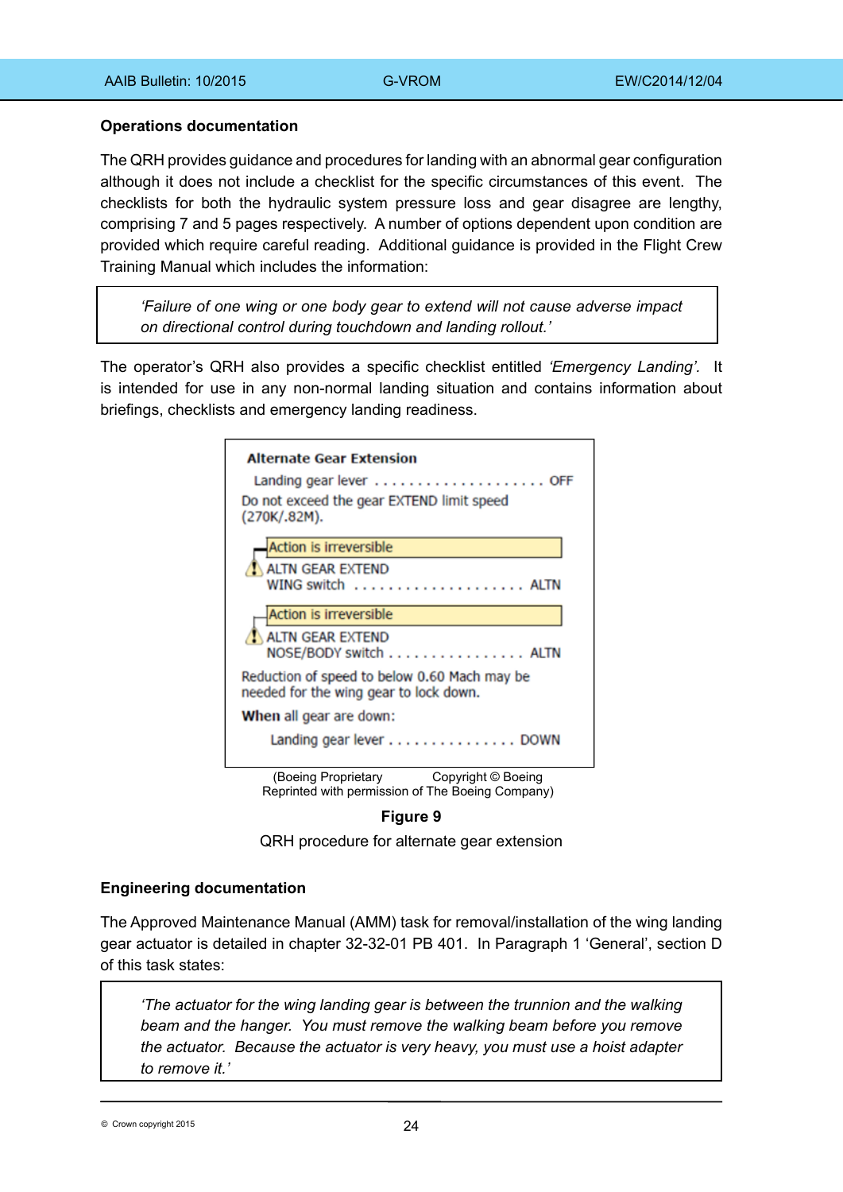### Operations documentation

The QRH provides guidance and procedures for landing with an abnormal gear configuration although it does not include a checklist for the specific circumstances of this event. The checklists for both the hydraulic system pressure loss and gear disagree are lengthy, comprising 7 and 5 pages respectively. A number of options dependent upon condition are provided which require careful reading. Additional guidance is provided in the Flight Crew Training Manual which includes the information:

> *'Failure of one wing or one body gear to extend will not cause adverse impact on directional control during touchdown and landing rollout.'*

The operator's QRH also provides a specific checklist entitled *'Emergency Landing'.* It is intended for use in any non-normal landing situation and contains information about briefings, checklists and emergency landing readiness.

**Alternate Gear Extension**

Landing gear lever . . . . . . . . . . . . . . . . . . . . OFF

Do not exceed the gear EXTEND limit speed (270K/.82M).

Action is irreversible

ALTN GEAR EXTEND WING switch . . . . . . . . . . . . . . . . . . . . ALTN

Action is irreversible

ALTN GEAR EXTEND NOSE/BODY switch . . . . . . . . . . . . . . . . ALTN

Reduction of speed to below 0.60 Mach may be needed for the wing gear to lock down.

**When** all gear are down:

Landing gear lever . . . . . . . . . . . . . . . DOWN

(Boeing Proprietary Copyright © Boeing
Reprinted with permission of The Boeing Company)

**Figure 9**

QRH procedure for alternate gear extension

### Engineering documentation

The Approved Maintenance Manual (AMM) task for removal/installation of the wing landing gear actuator is detailed in chapter 32-32-01 PB 401. In Paragraph 1 'General', section D of this task states:

> *'The actuator for the wing landing gear is between the trunnion and the walking beam and the hanger. You must remove the walking beam before you remove the actuator. Because the actuator is very heavy, you must use a hoist adapter to remove it.'*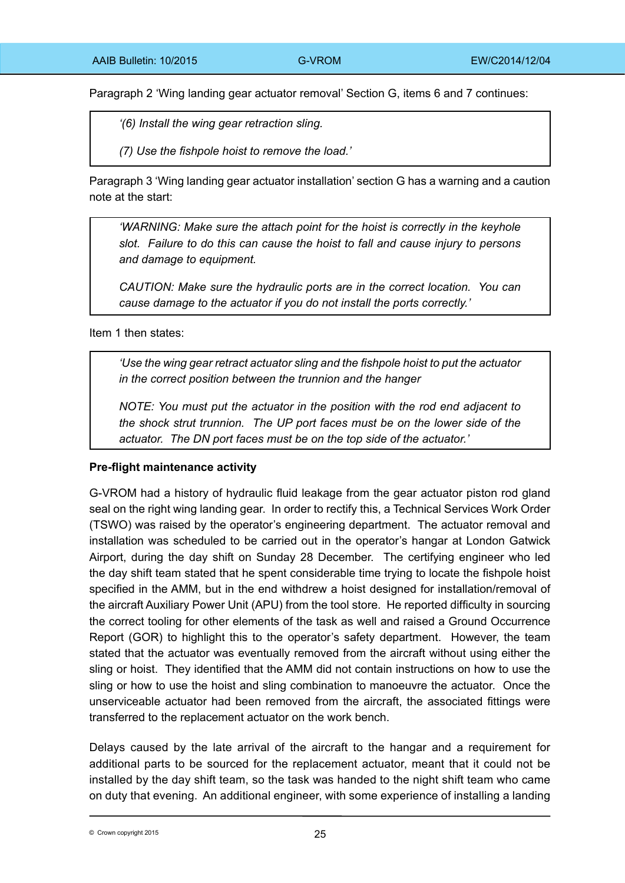Paragraph 2 'Wing landing gear actuator removal' Section G, items 6 and 7 continues:

> *'(6) Install the wing gear retraction sling.*
>
> *(7) Use the fishpole hoist to remove the load.'*

Paragraph 3 'Wing landing gear actuator installation' section G has a warning and a caution note at the start:

> *'WARNING: Make sure the attach point for the hoist is correctly in the keyhole slot. Failure to do this can cause the hoist to fall and cause injury to persons and damage to equipment.*
>
> *CAUTION: Make sure the hydraulic ports are in the correct location. You can cause damage to the actuator if you do not install the ports correctly.'*

Item 1 then states:

> *'Use the wing gear retract actuator sling and the fishpole hoist to put the actuator in the correct position between the trunnion and the hanger*
>
> *NOTE: You must put the actuator in the position with the rod end adjacent to the shock strut trunnion. The UP port faces must be on the lower side of the actuator. The DN port faces must be on the top side of the actuator.'*

**Pre-flight maintenance activity**

G-VROM had a history of hydraulic fluid leakage from the gear actuator piston rod gland seal on the right wing landing gear. In order to rectify this, a Technical Services Work Order (TSWO) was raised by the operator's engineering department. The actuator removal and installation was scheduled to be carried out in the operator's hangar at London Gatwick Airport, during the day shift on Sunday 28 December. The certifying engineer who led the day shift team stated that he spent considerable time trying to locate the fishpole hoist specified in the AMM, but in the end withdrew a hoist designed for installation/removal of the aircraft Auxiliary Power Unit (APU) from the tool store. He reported difficulty in sourcing the correct tooling for other elements of the task as well and raised a Ground Occurrence Report (GOR) to highlight this to the operator's safety department. However, the team stated that the actuator was eventually removed from the aircraft without using either the sling or hoist. They identified that the AMM did not contain instructions on how to use the sling or how to use the hoist and sling combination to manoeuvre the actuator. Once the unserviceable actuator had been removed from the aircraft, the associated fittings were transferred to the replacement actuator on the work bench.

Delays caused by the late arrival of the aircraft to the hangar and a requirement for additional parts to be sourced for the replacement actuator, meant that it could not be installed by the day shift team, so the task was handed to the night shift team who came on duty that evening. An additional engineer, with some experience of installing a landing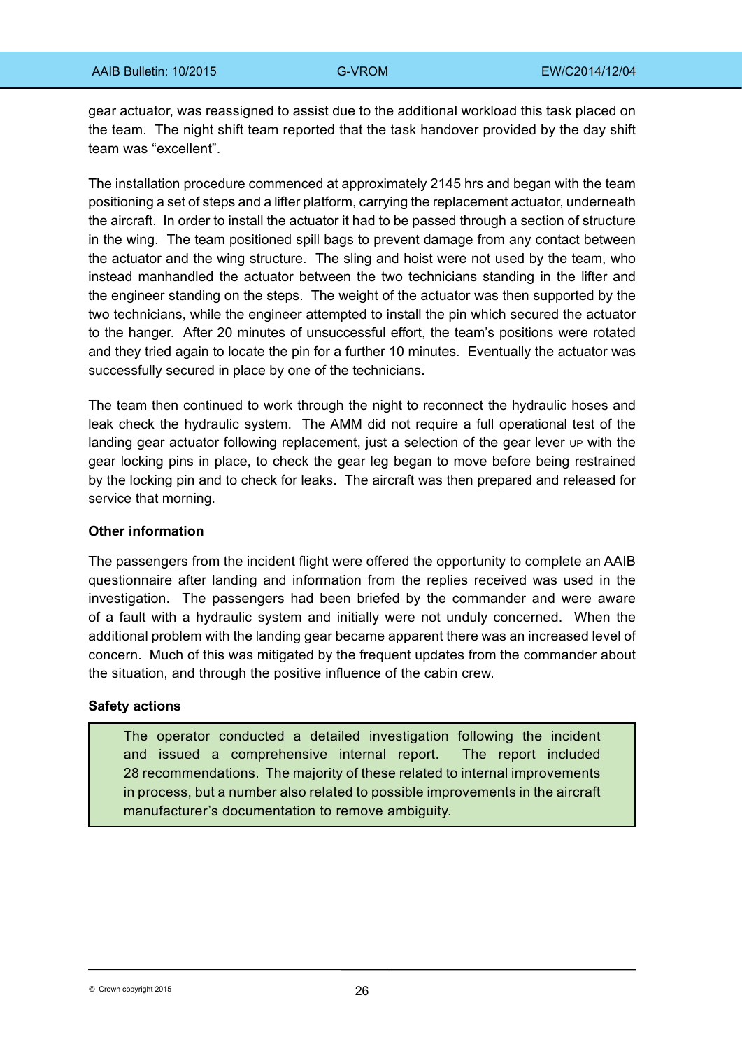gear actuator, was reassigned to assist due to the additional workload this task placed on the team. The night shift team reported that the task handover provided by the day shift team was "excellent".

The installation procedure commenced at approximately 2145 hrs and began with the team positioning a set of steps and a lifter platform, carrying the replacement actuator, underneath the aircraft. In order to install the actuator it had to be passed through a section of structure in the wing. The team positioned spill bags to prevent damage from any contact between the actuator and the wing structure. The sling and hoist were not used by the team, who instead manhandled the actuator between the two technicians standing in the lifter and the engineer standing on the steps. The weight of the actuator was then supported by the two technicians, while the engineer attempted to install the pin which secured the actuator to the hanger. After 20 minutes of unsuccessful effort, the team's positions were rotated and they tried again to locate the pin for a further 10 minutes. Eventually the actuator was successfully secured in place by one of the technicians.

The team then continued to work through the night to reconnect the hydraulic hoses and leak check the hydraulic system. The AMM did not require a full operational test of the landing gear actuator following replacement, just a selection of the gear lever UP with the gear locking pins in place, to check the gear leg began to move before being restrained by the locking pin and to check for leaks. The aircraft was then prepared and released for service that morning.

**Other information**

The passengers from the incident flight were offered the opportunity to complete an AAIB questionnaire after landing and information from the replies received was used in the investigation. The passengers had been briefed by the commander and were aware of a fault with a hydraulic system and initially were not unduly concerned. When the additional problem with the landing gear became apparent there was an increased level of concern. Much of this was mitigated by the frequent updates from the commander about the situation, and through the positive influence of the cabin crew.

**Safety actions**

> The operator conducted a detailed investigation following the incident and issued a comprehensive internal report. The report included 28 recommendations. The majority of these related to internal improvements in process, but a number also related to possible improvements in the aircraft manufacturer's documentation to remove ambiguity.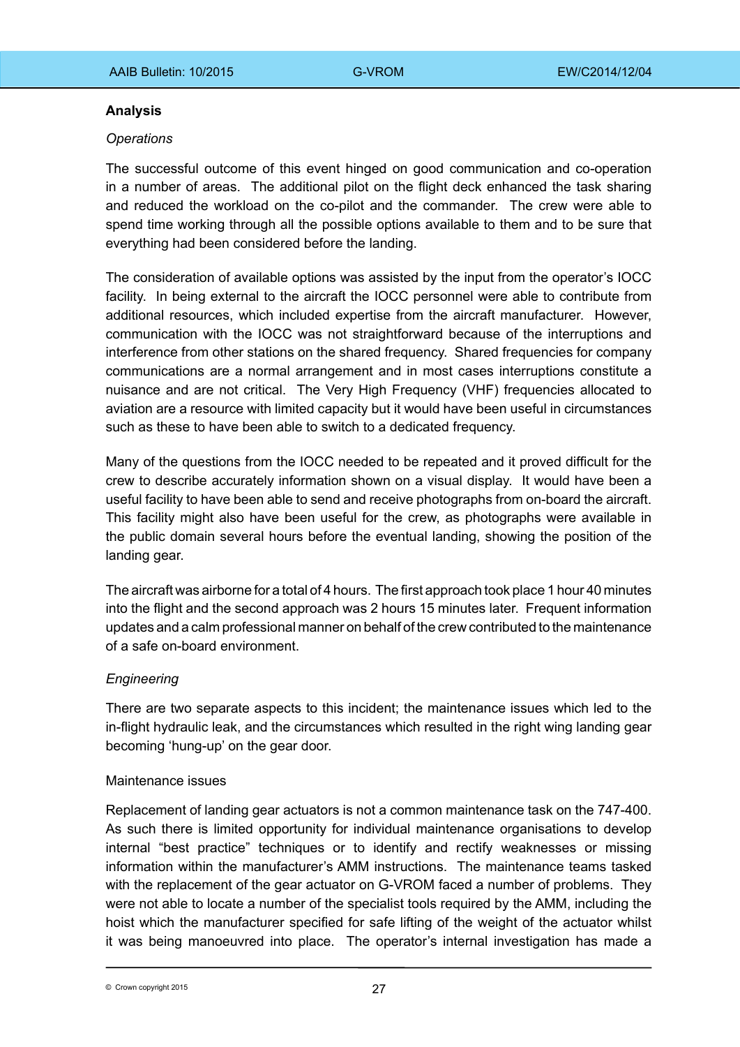## Analysis

*Operations*

The successful outcome of this event hinged on good communication and co-operation in a number of areas. The additional pilot on the flight deck enhanced the task sharing and reduced the workload on the co-pilot and the commander. The crew were able to spend time working through all the possible options available to them and to be sure that everything had been considered before the landing.

The consideration of available options was assisted by the input from the operator's IOCC facility. In being external to the aircraft the IOCC personnel were able to contribute from additional resources, which included expertise from the aircraft manufacturer. However, communication with the IOCC was not straightforward because of the interruptions and interference from other stations on the shared frequency. Shared frequencies for company communications are a normal arrangement and in most cases interruptions constitute a nuisance and are not critical. The Very High Frequency (VHF) frequencies allocated to aviation are a resource with limited capacity but it would have been useful in circumstances such as these to have been able to switch to a dedicated frequency.

Many of the questions from the IOCC needed to be repeated and it proved difficult for the crew to describe accurately information shown on a visual display. It would have been a useful facility to have been able to send and receive photographs from on-board the aircraft. This facility might also have been useful for the crew, as photographs were available in the public domain several hours before the eventual landing, showing the position of the landing gear.

The aircraft was airborne for a total of 4 hours. The first approach took place 1 hour 40 minutes into the flight and the second approach was 2 hours 15 minutes later. Frequent information updates and a calm professional manner on behalf of the crew contributed to the maintenance of a safe on-board environment.

*Engineering*

There are two separate aspects to this incident; the maintenance issues which led to the in-flight hydraulic leak, and the circumstances which resulted in the right wing landing gear becoming 'hung-up' on the gear door.

Maintenance issues

Replacement of landing gear actuators is not a common maintenance task on the 747-400. As such there is limited opportunity for individual maintenance organisations to develop internal "best practice" techniques or to identify and rectify weaknesses or missing information within the manufacturer's AMM instructions. The maintenance teams tasked with the replacement of the gear actuator on G-VROM faced a number of problems. They were not able to locate a number of the specialist tools required by the AMM, including the hoist which the manufacturer specified for safe lifting of the weight of the actuator whilst it was being manoeuvred into place. The operator's internal investigation has made a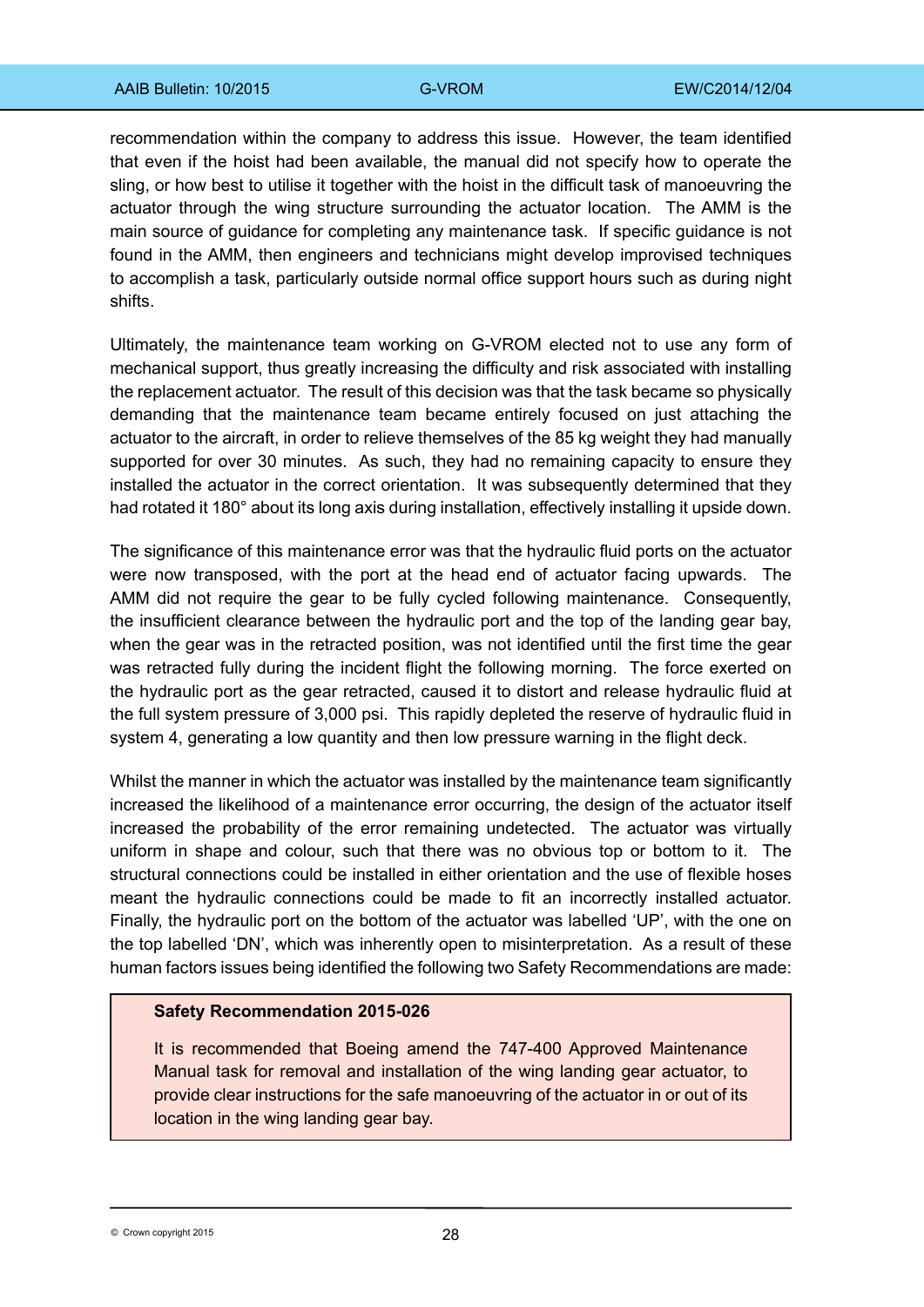recommendation within the company to address this issue. However, the team identified that even if the hoist had been available, the manual did not specify how to operate the sling, or how best to utilise it together with the hoist in the difficult task of manoeuvring the actuator through the wing structure surrounding the actuator location. The AMM is the main source of guidance for completing any maintenance task. If specific guidance is not found in the AMM, then engineers and technicians might develop improvised techniques to accomplish a task, particularly outside normal office support hours such as during night shifts.

Ultimately, the maintenance team working on G-VROM elected not to use any form of mechanical support, thus greatly increasing the difficulty and risk associated with installing the replacement actuator. The result of this decision was that the task became so physically demanding that the maintenance team became entirely focused on just attaching the actuator to the aircraft, in order to relieve themselves of the 85 kg weight they had manually supported for over 30 minutes. As such, they had no remaining capacity to ensure they installed the actuator in the correct orientation. It was subsequently determined that they had rotated it 180° about its long axis during installation, effectively installing it upside down.

The significance of this maintenance error was that the hydraulic fluid ports on the actuator were now transposed, with the port at the head end of actuator facing upwards. The AMM did not require the gear to be fully cycled following maintenance. Consequently, the insufficient clearance between the hydraulic port and the top of the landing gear bay, when the gear was in the retracted position, was not identified until the first time the gear was retracted fully during the incident flight the following morning. The force exerted on the hydraulic port as the gear retracted, caused it to distort and release hydraulic fluid at the full system pressure of 3,000 psi. This rapidly depleted the reserve of hydraulic fluid in system 4, generating a low quantity and then low pressure warning in the flight deck.

Whilst the manner in which the actuator was installed by the maintenance team significantly increased the likelihood of a maintenance error occurring, the design of the actuator itself increased the probability of the error remaining undetected. The actuator was virtually uniform in shape and colour, such that there was no obvious top or bottom to it. The structural connections could be installed in either orientation and the use of flexible hoses meant the hydraulic connections could be made to fit an incorrectly installed actuator. Finally, the hydraulic port on the bottom of the actuator was labelled 'UP', with the one on the top labelled 'DN', which was inherently open to misinterpretation. As a result of these human factors issues being identified the following two Safety Recommendations are made:

**Safety Recommendation 2015-026**

It is recommended that Boeing amend the 747-400 Approved Maintenance Manual task for removal and installation of the wing landing gear actuator, to provide clear instructions for the safe manoeuvring of the actuator in or out of its location in the wing landing gear bay.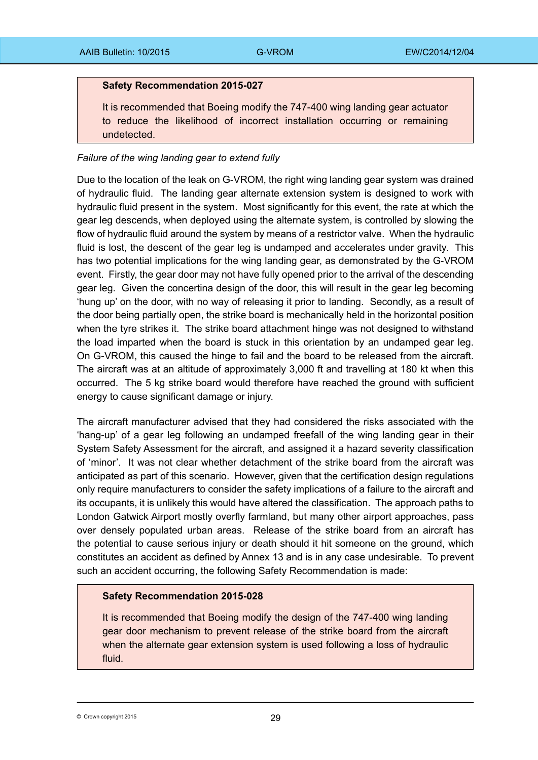**Safety Recommendation 2015-027**

It is recommended that Boeing modify the 747-400 wing landing gear actuator to reduce the likelihood of incorrect installation occurring or remaining undetected.

*Failure of the wing landing gear to extend fully*

Due to the location of the leak on G-VROM, the right wing landing gear system was drained of hydraulic fluid. The landing gear alternate extension system is designed to work with hydraulic fluid present in the system. Most significantly for this event, the rate at which the gear leg descends, when deployed using the alternate system, is controlled by slowing the flow of hydraulic fluid around the system by means of a restrictor valve. When the hydraulic fluid is lost, the descent of the gear leg is undamped and accelerates under gravity. This has two potential implications for the wing landing gear, as demonstrated by the G-VROM event. Firstly, the gear door may not have fully opened prior to the arrival of the descending gear leg. Given the concertina design of the door, this will result in the gear leg becoming 'hung up' on the door, with no way of releasing it prior to landing. Secondly, as a result of the door being partially open, the strike board is mechanically held in the horizontal position when the tyre strikes it. The strike board attachment hinge was not designed to withstand the load imparted when the board is stuck in this orientation by an undamped gear leg. On G-VROM, this caused the hinge to fail and the board to be released from the aircraft. The aircraft was at an altitude of approximately 3,000 ft and travelling at 180 kt when this occurred. The 5 kg strike board would therefore have reached the ground with sufficient energy to cause significant damage or injury.

The aircraft manufacturer advised that they had considered the risks associated with the 'hang-up' of a gear leg following an undamped freefall of the wing landing gear in their System Safety Assessment for the aircraft, and assigned it a hazard severity classification of 'minor'. It was not clear whether detachment of the strike board from the aircraft was anticipated as part of this scenario. However, given that the certification design regulations only require manufacturers to consider the safety implications of a failure to the aircraft and its occupants, it is unlikely this would have altered the classification. The approach paths to London Gatwick Airport mostly overfly farmland, but many other airport approaches, pass over densely populated urban areas. Release of the strike board from an aircraft has the potential to cause serious injury or death should it hit someone on the ground, which constitutes an accident as defined by Annex 13 and is in any case undesirable. To prevent such an accident occurring, the following Safety Recommendation is made:

**Safety Recommendation 2015-028**

It is recommended that Boeing modify the design of the 747-400 wing landing gear door mechanism to prevent release of the strike board from the aircraft when the alternate gear extension system is used following a loss of hydraulic fluid.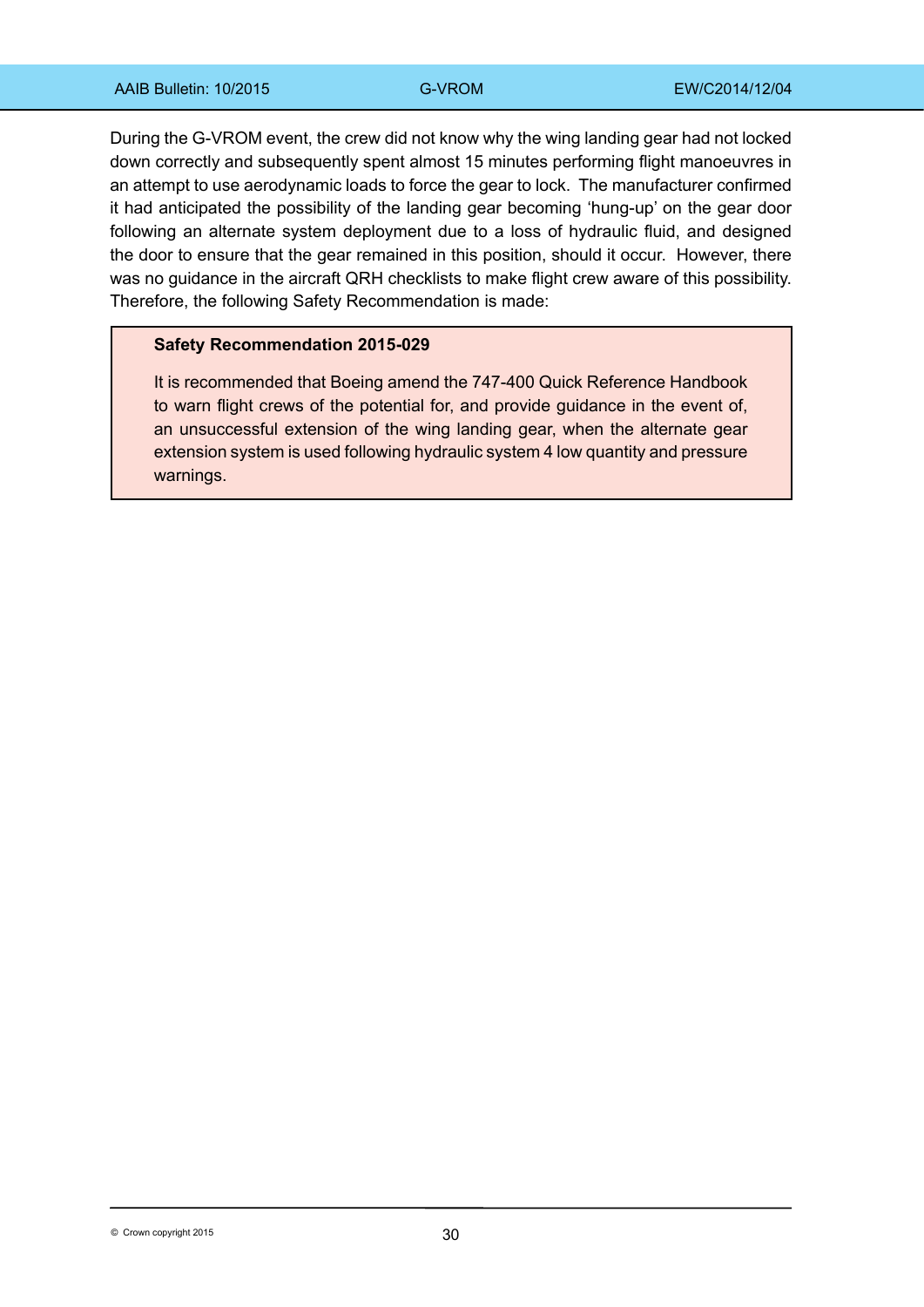During the G-VROM event, the crew did not know why the wing landing gear had not locked down correctly and subsequently spent almost 15 minutes performing flight manoeuvres in an attempt to use aerodynamic loads to force the gear to lock. The manufacturer confirmed it had anticipated the possibility of the landing gear becoming 'hung-up' on the gear door following an alternate system deployment due to a loss of hydraulic fluid, and designed the door to ensure that the gear remained in this position, should it occur. However, there was no guidance in the aircraft QRH checklists to make flight crew aware of this possibility. Therefore, the following Safety Recommendation is made:

**Safety Recommendation 2015-029**

It is recommended that Boeing amend the 747-400 Quick Reference Handbook to warn flight crews of the potential for, and provide guidance in the event of, an unsuccessful extension of the wing landing gear, when the alternate gear extension system is used following hydraulic system 4 low quantity and pressure warnings.